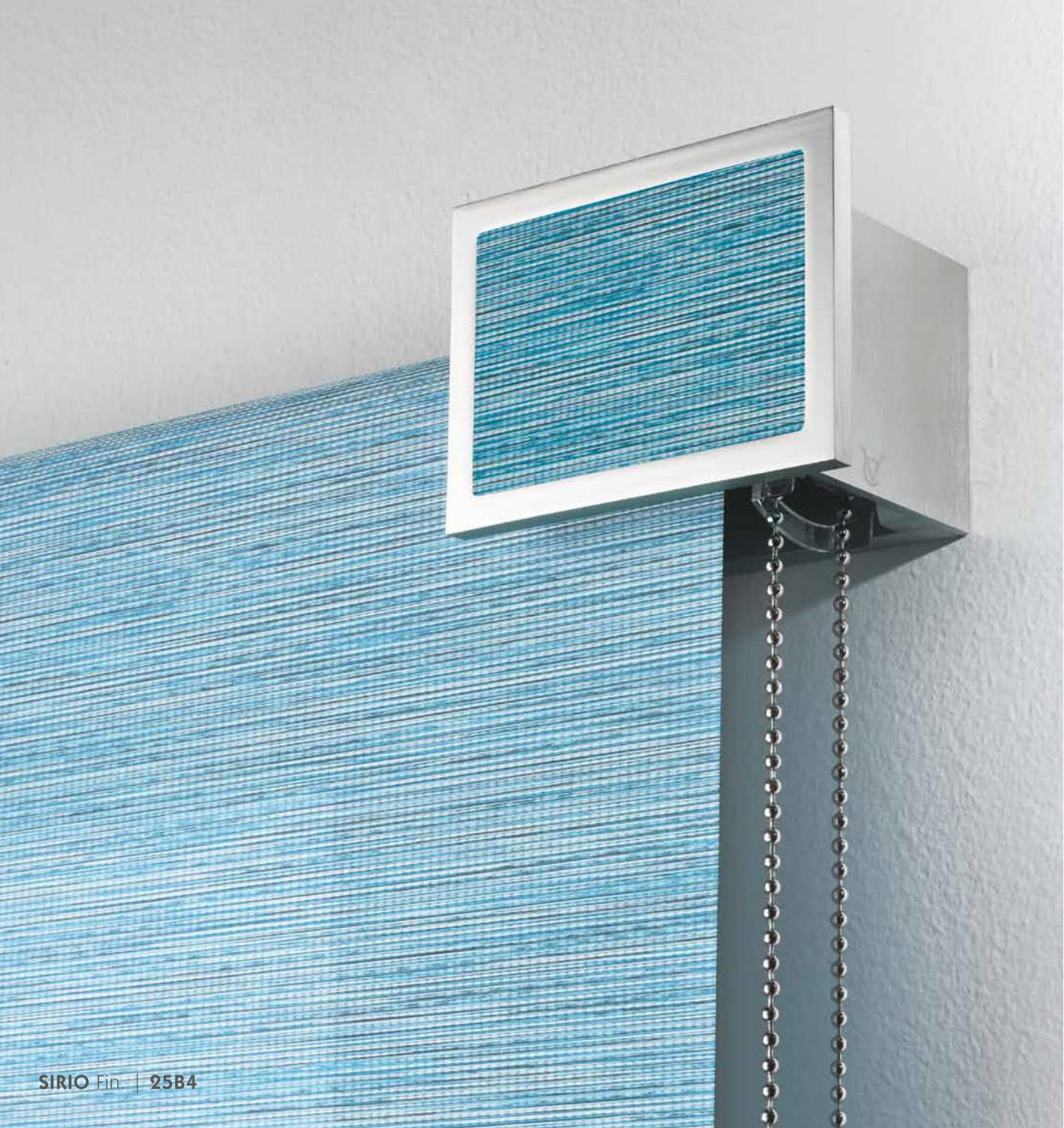**SIRIO** Fin. | **25B4**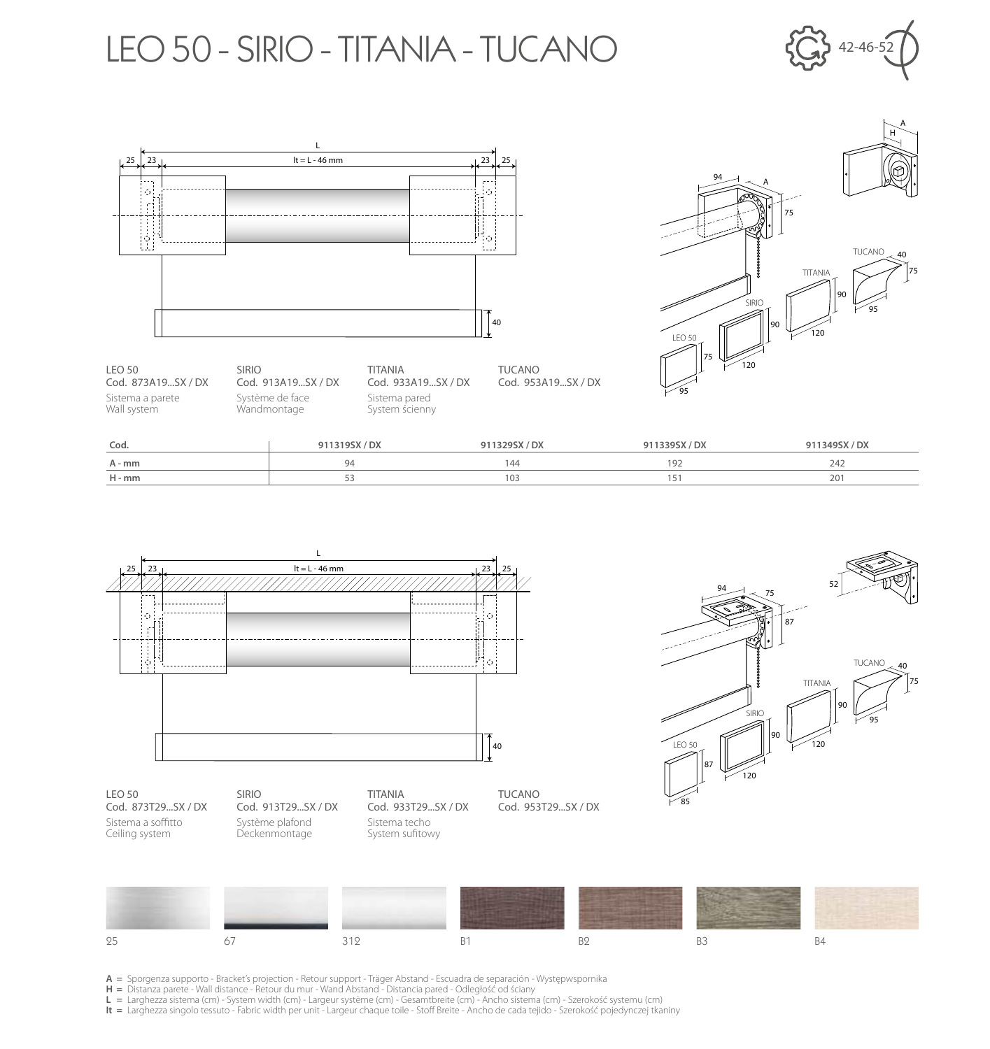# LEO 50 - SIRIO - TITANIA - TUCANO

42-46-52

L

25 | 23 | lt = L - 46 mm | 23 | 25

40

A, H, 94, 75

TUCANO 40, 75, 95

TITANIA 90, 120

SIRIO 90, 120

LEO 50 75, 95

LEO 50
Cod. 873A19...SX / DX
Sistema a parete
Wall system

SIRIO
Cod. 913A19...SX / DX
Système de face
Wandmontage

TITANIA
Cod. 933A19...SX / DX
Sistema pared
System ścienny

TUCANO
Cod. 953A19...SX / DX

| Cod. | 911319SX / DX | 911329SX / DX | 911339SX / DX | 911349SX / DX |
|---|---|---|---|---|
| A - mm | 94 | 144 | 192 | 242 |
| H - mm | 53 | 103 | 151 | 201 |

L

25 | 23 | lt = L - 46 mm | 23 | 25

40

52, 94, 75, 87

TUCANO 40, 75, 95

TITANIA 90, 120

SIRIO 90, 120

LEO 50 87, 85

LEO 50
Cod. 873T29...SX / DX
Sistema a soffitto
Ceiling system

SIRIO
Cod. 913T29...SX / DX
Système plafond
Deckenmontage

TITANIA
Cod. 933T29...SX / DX
Sistema techo
System sufitowy

TUCANO
Cod. 953T29...SX / DX

25 | 67 | 312 | B1 | B2 | B3 | B4

**A** = Sporgenza supporto - Bracket's projection - Retour support - Träger Abstand - Escuadra de separación - Występwspornika
**H** = Distanza parete - Wall distance - Retour du mur - Wand Abstand - Distancia pared - Odległość od ściany
**L** = Larghezza sistema (cm) - System width (cm) - Largeur système (cm) - Gesamtbreite (cm) - Ancho sistema (cm) - Szerokość systemu (cm)
**lt** = Larghezza singolo tessuto - Fabric width per unit - Largeur chaque toile - Stoff Breite - Ancho de cada tejido - Szerokość pojedynczej tkaniny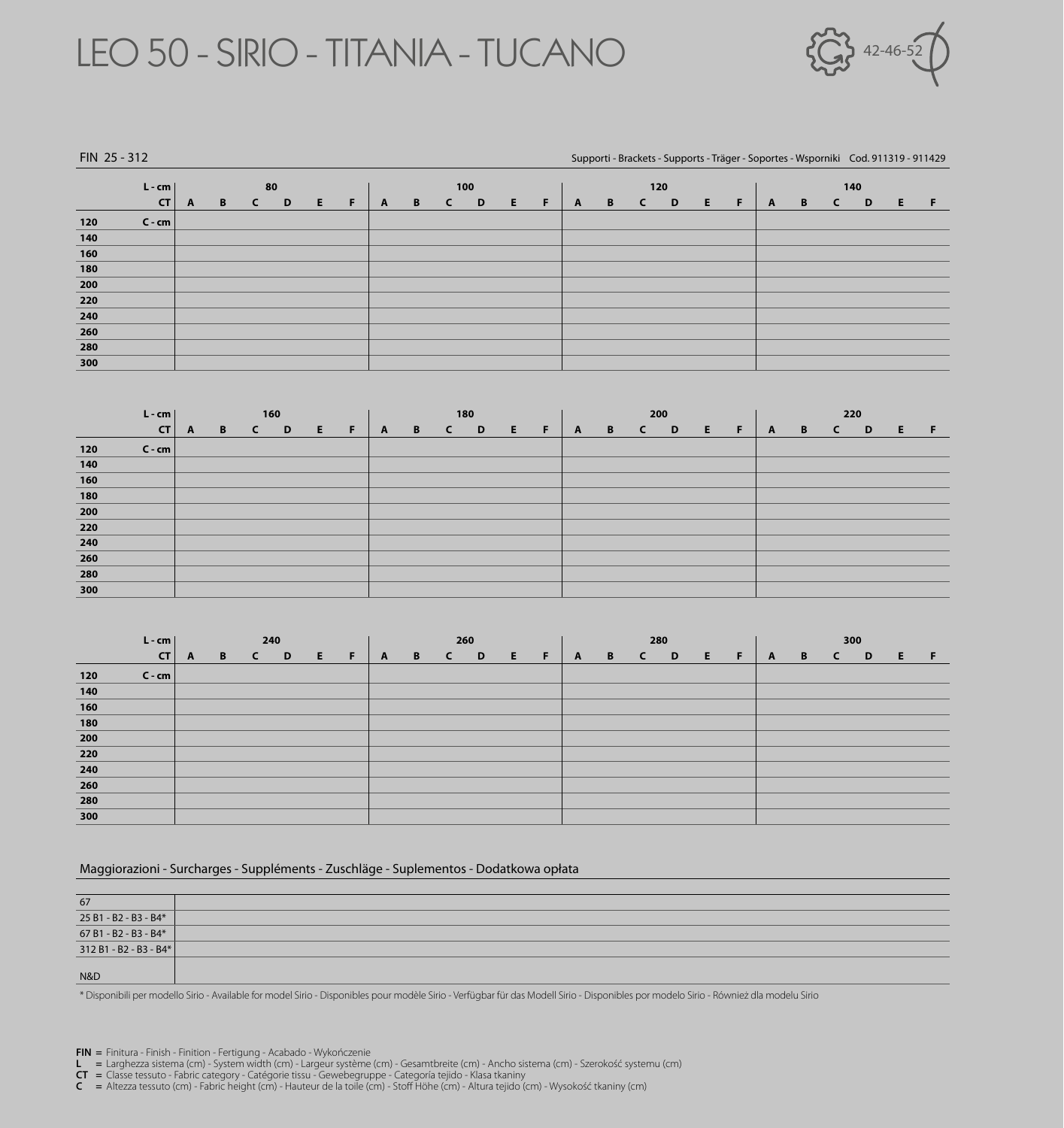# LEO 50 - SIRIO - TITANIA - TUCANO

42-46-52

FIN 25 - 312

Supporti - Brackets - Supports - Träger - Soportes - Wsporniki Cod. 911319 - 911429

| L - cm | | 80 | | | | | | 100 | | | | | | 120 | | | | | | 140 | | | | | |
|---|---|---|---|---|---|---|---|---|---|---|---|---|---|---|---|---|---|---|---|---|---|---|---|---|---|
| | CT | A | B | C | D | E | F | A | B | C | D | E | F | A | B | C | D | E | F | A | B | C | D | E | F |
| 120 | C - cm | | | | | | | | | | | | | | | | | | | | | | | | |
| 140 | | | | | | | | | | | | | | | | | | | | | | | | | |
| 160 | | | | | | | | | | | | | | | | | | | | | | | | | |
| 180 | | | | | | | | | | | | | | | | | | | | | | | | | |
| 200 | | | | | | | | | | | | | | | | | | | | | | | | | |
| 220 | | | | | | | | | | | | | | | | | | | | | | | | | |
| 240 | | | | | | | | | | | | | | | | | | | | | | | | | |
| 260 | | | | | | | | | | | | | | | | | | | | | | | | | |
| 280 | | | | | | | | | | | | | | | | | | | | | | | | | |
| 300 | | | | | | | | | | | | | | | | | | | | | | | | | |

| L - cm | | 160 | | | | | | 180 | | | | | | 200 | | | | | | 220 | | | | | |
|---|---|---|---|---|---|---|---|---|---|---|---|---|---|---|---|---|---|---|---|---|---|---|---|---|---|
| | CT | A | B | C | D | E | F | A | B | C | D | E | F | A | B | C | D | E | F | A | B | C | D | E | F |
| 120 | C - cm | | | | | | | | | | | | | | | | | | | | | | | | |
| 140 | | | | | | | | | | | | | | | | | | | | | | | | | |
| 160 | | | | | | | | | | | | | | | | | | | | | | | | | |
| 180 | | | | | | | | | | | | | | | | | | | | | | | | | |
| 200 | | | | | | | | | | | | | | | | | | | | | | | | | |
| 220 | | | | | | | | | | | | | | | | | | | | | | | | | |
| 240 | | | | | | | | | | | | | | | | | | | | | | | | | |
| 260 | | | | | | | | | | | | | | | | | | | | | | | | | |
| 280 | | | | | | | | | | | | | | | | | | | | | | | | | |
| 300 | | | | | | | | | | | | | | | | | | | | | | | | | |

| L - cm | | 240 | | | | | | 260 | | | | | | 280 | | | | | | 300 | | | | | |
|---|---|---|---|---|---|---|---|---|---|---|---|---|---|---|---|---|---|---|---|---|---|---|---|---|---|
| | CT | A | B | C | D | E | F | A | B | C | D | E | F | A | B | C | D | E | F | A | B | C | D | E | F |
| 120 | C - cm | | | | | | | | | | | | | | | | | | | | | | | | |
| 140 | | | | | | | | | | | | | | | | | | | | | | | | | |
| 160 | | | | | | | | | | | | | | | | | | | | | | | | | |
| 180 | | | | | | | | | | | | | | | | | | | | | | | | | |
| 200 | | | | | | | | | | | | | | | | | | | | | | | | | |
| 220 | | | | | | | | | | | | | | | | | | | | | | | | | |
| 240 | | | | | | | | | | | | | | | | | | | | | | | | | |
| 260 | | | | | | | | | | | | | | | | | | | | | | | | | |
| 280 | | | | | | | | | | | | | | | | | | | | | | | | | |
| 300 | | | | | | | | | | | | | | | | | | | | | | | | | |

## Maggiorazioni - Surcharges - Suppléments - Zuschläge - Suplementos - Dodatkowa opłata

| | |
|---|---|
| 67 | |
| 25 B1 - B2 - B3 - B4* | |
| 67 B1 - B2 - B3 - B4* | |
| 312 B1 - B2 - B3 - B4* | |
| N&D | |

* Disponibili per modello Sirio - Available for model Sirio - Disponibles pour modèle Sirio - Verfügbar für das Modell Sirio - Disponibles por modelo Sirio - Również dla modelu Sirio

**FIN** = Finitura - Finish - Finition - Fertigung - Acabado - Wykończenie
**L** = Larghezza sistema (cm) - System width (cm) - Largeur système (cm) - Gesamtbreite (cm) - Ancho sistema (cm) - Szerokość systemu (cm)
**CT** = Classe tessuto - Fabric category - Catégorie tissu - Gewebegruppe - Categoría tejido - Klasa tkaniny
**C** = Altezza tessuto (cm) - Fabric height (cm) - Hauteur de la toile (cm) - Stoff Höhe (cm) - Altura tejido (cm) - Wysokość tkaniny (cm)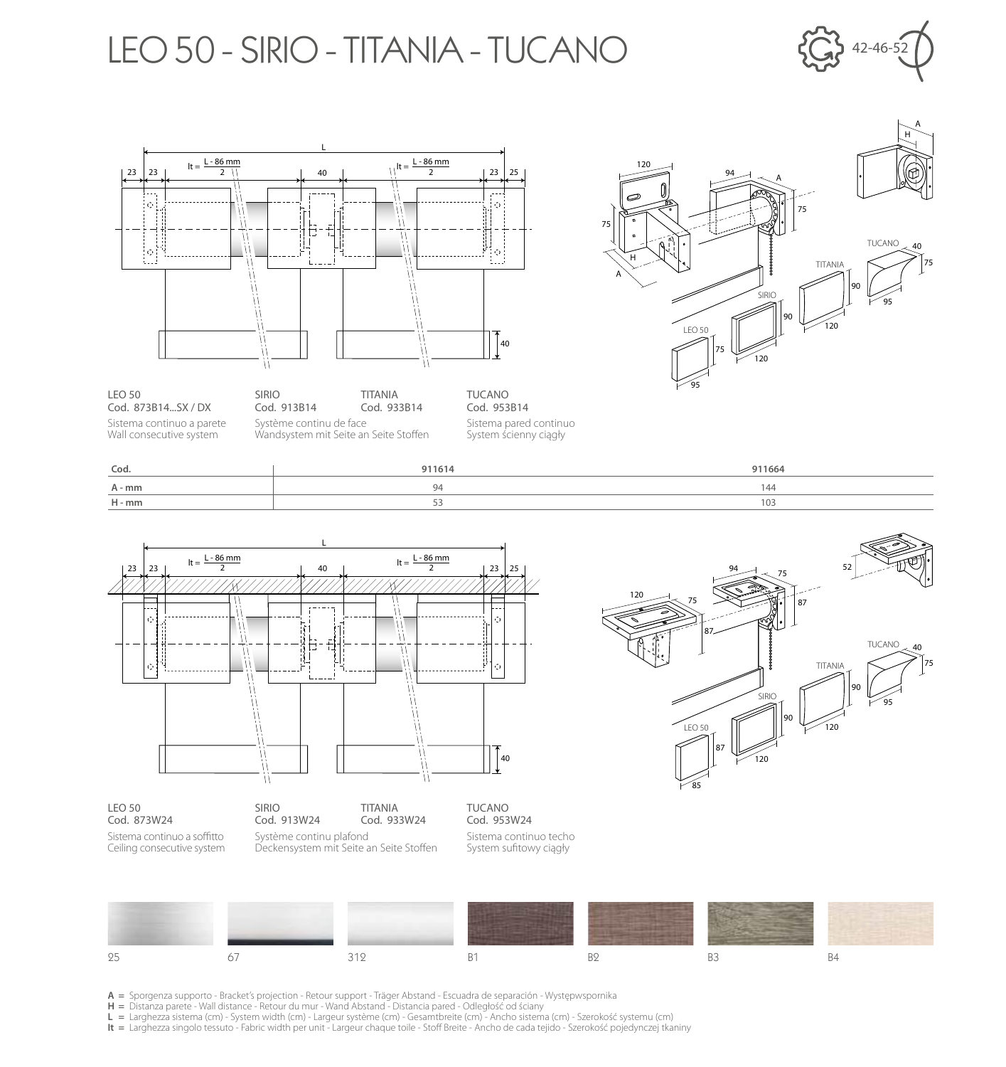# LEO 50 - SIRIO - TITANIA - TUCANO

42-46-52

LEO 50
Cod. 873B14...SX / DX
Sistema continuo a parete
Wall consecutive system

SIRIO
Cod. 913B14

TITANIA
Cod. 933B14

Système continu de face
Wandsystem mit Seite an Seite Stoffen

TUCANO
Cod. 953B14
Sistema pared continuo
System ścienny ciągły

| Cod. | 911614 | 911664 |
|---|---|---|
| A - mm | 94 | 144 |
| H - mm | 53 | 103 |

LEO 50
Cod. 873W24
Sistema continuo a soffitto
Ceiling consecutive system

SIRIO
Cod. 913W24

TITANIA
Cod. 933W24

Système continu plafond
Deckensystem mit Seite an Seite Stoffen

TUCANO
Cod. 953W24
Sistema continuo techo
System sufitowy ciągły

25 — 67 — 312 — B1 — B2 — B3 — B4

**A** = Sporgenza supporto - Bracket's projection - Retour support - Träger Abstand - Escuadra de separación - Występwspornika
**H** = Distanza parete - Wall distance - Retour du mur - Wand Abstand - Distancia pared - Odległość od ściany
**L** = Larghezza sistema (cm) - System width (cm) - Largeur système (cm) - Gesamtbreite (cm) - Ancho sistema (cm) - Szerokość systemu (cm)
**lt** = Larghezza singolo tessuto - Fabric width per unit - Largeur chaque toile - Stoff Breite - Ancho de cada tejido - Szerokość pojedynczej tkaniny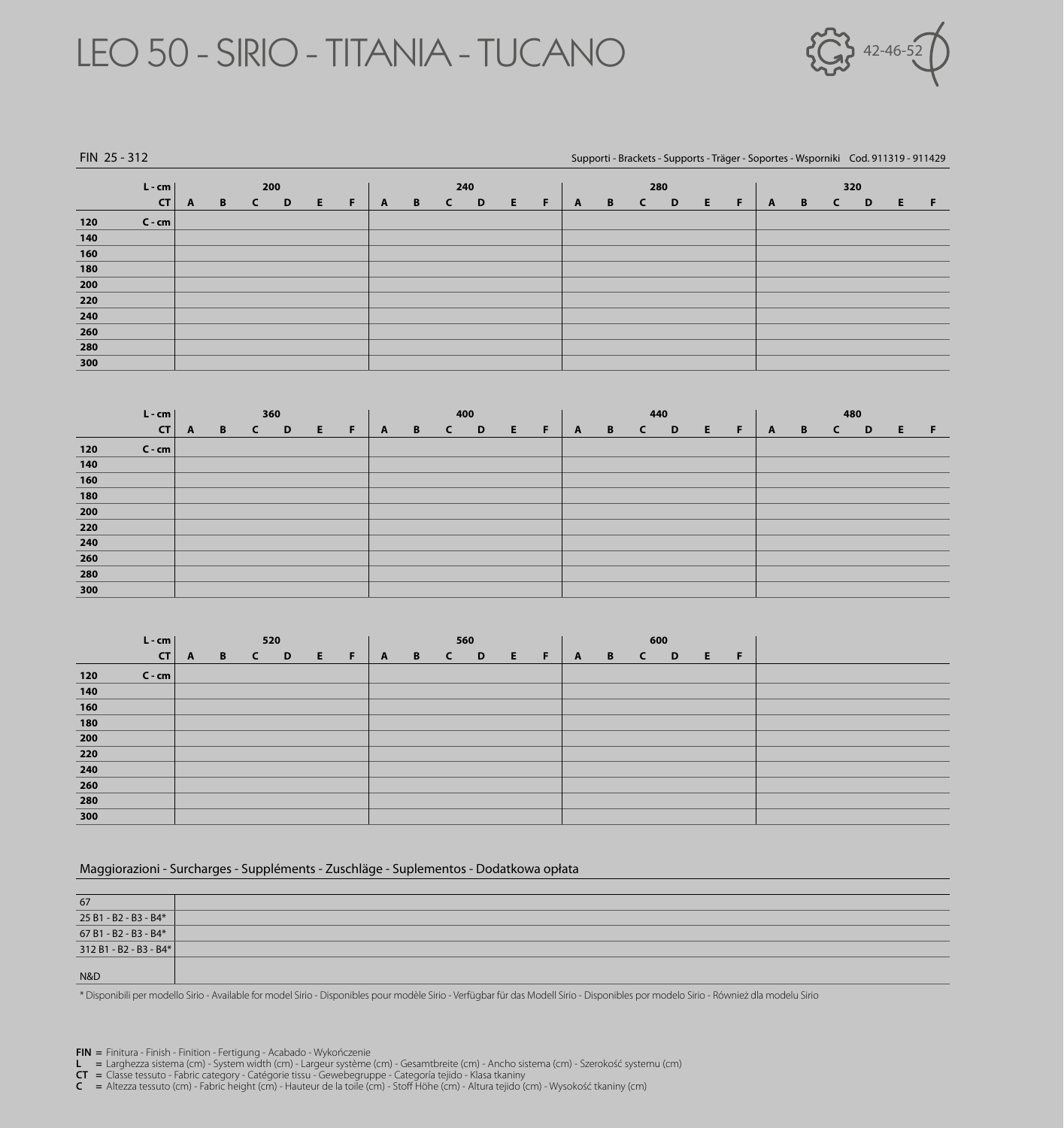# LEO 50 - SIRIO - TITANIA - TUCANO

42-46-52

FIN 25 - 312

Supporti - Brackets - Supports - Träger - Soportes - Wsporniki Cod. 911319 - 911429

| L - cm | 200 | | | | | | 240 | | | | | | 280 | | | | | | 320 | | | | | |
|---|---|---|---|---|---|---|---|---|---|---|---|---|---|---|---|---|---|---|---|---|---|---|---|---|
| CT | A | B | C | D | E | F | A | B | C | D | E | F | A | B | C | D | E | F | A | B | C | D | E | F |
| 120 C - cm | | | | | | | | | | | | | | | | | | | | | | | | |
| 140 | | | | | | | | | | | | | | | | | | | | | | | | |
| 160 | | | | | | | | | | | | | | | | | | | | | | | | |
| 180 | | | | | | | | | | | | | | | | | | | | | | | | |
| 200 | | | | | | | | | | | | | | | | | | | | | | | | |
| 220 | | | | | | | | | | | | | | | | | | | | | | | | |
| 240 | | | | | | | | | | | | | | | | | | | | | | | | |
| 260 | | | | | | | | | | | | | | | | | | | | | | | | |
| 280 | | | | | | | | | | | | | | | | | | | | | | | | |
| 300 | | | | | | | | | | | | | | | | | | | | | | | | |

| L - cm | 360 | | | | | | 400 | | | | | | 440 | | | | | | 480 | | | | | |
|---|---|---|---|---|---|---|---|---|---|---|---|---|---|---|---|---|---|---|---|---|---|---|---|---|
| CT | A | B | C | D | E | F | A | B | C | D | E | F | A | B | C | D | E | F | A | B | C | D | E | F |
| 120 C - cm | | | | | | | | | | | | | | | | | | | | | | | | |
| 140 | | | | | | | | | | | | | | | | | | | | | | | | |
| 160 | | | | | | | | | | | | | | | | | | | | | | | | |
| 180 | | | | | | | | | | | | | | | | | | | | | | | | |
| 200 | | | | | | | | | | | | | | | | | | | | | | | | |
| 220 | | | | | | | | | | | | | | | | | | | | | | | | |
| 240 | | | | | | | | | | | | | | | | | | | | | | | | |
| 260 | | | | | | | | | | | | | | | | | | | | | | | | |
| 280 | | | | | | | | | | | | | | | | | | | | | | | | |
| 300 | | | | | | | | | | | | | | | | | | | | | | | | |

| L - cm | 520 | | | | | | 560 | | | | | | 600 | | | | | |
|---|---|---|---|---|---|---|---|---|---|---|---|---|---|---|---|---|---|---|
| CT | A | B | C | D | E | F | A | B | C | D | E | F | A | B | C | D | E | F |
| 120 C - cm | | | | | | | | | | | | | | | | | | |
| 140 | | | | | | | | | | | | | | | | | | |
| 160 | | | | | | | | | | | | | | | | | | |
| 180 | | | | | | | | | | | | | | | | | | |
| 200 | | | | | | | | | | | | | | | | | | |
| 220 | | | | | | | | | | | | | | | | | | |
| 240 | | | | | | | | | | | | | | | | | | |
| 260 | | | | | | | | | | | | | | | | | | |
| 280 | | | | | | | | | | | | | | | | | | |
| 300 | | | | | | | | | | | | | | | | | | |

## Maggiorazioni - Surcharges - Suppléments - Zuschläge - Suplementos - Dodatkowa opłata

| | |
|---|---|
| 67 | |
| 25 B1 - B2 - B3 - B4* | |
| 67 B1 - B2 - B3 - B4* | |
| 312 B1 - B2 - B3 - B4* | |
| N&D | |

* Disponibili per modello Sirio - Available for model Sirio - Disponibles pour modèle Sirio - Verfügbar für das Modell Sirio - Disponibles por modelo Sirio - Również dla modelu Sirio

**FIN** = Finitura - Finish - Finition - Fertigung - Acabado - Wykończenie
**L** = Larghezza sistema (cm) - System width (cm) - Largeur système (cm) - Gesamtbreite (cm) - Ancho sistema (cm) - Szerokość systemu (cm)
**CT** = Classe tessuto - Fabric category - Catégorie tissu - Gewebegruppe - Categoría tejido - Klasa tkaniny
**C** = Altezza tessuto (cm) - Fabric height (cm) - Hauteur de la toile (cm) - Stoff Höhe (cm) - Altura tejido (cm) - Wysokość tkaniny (cm)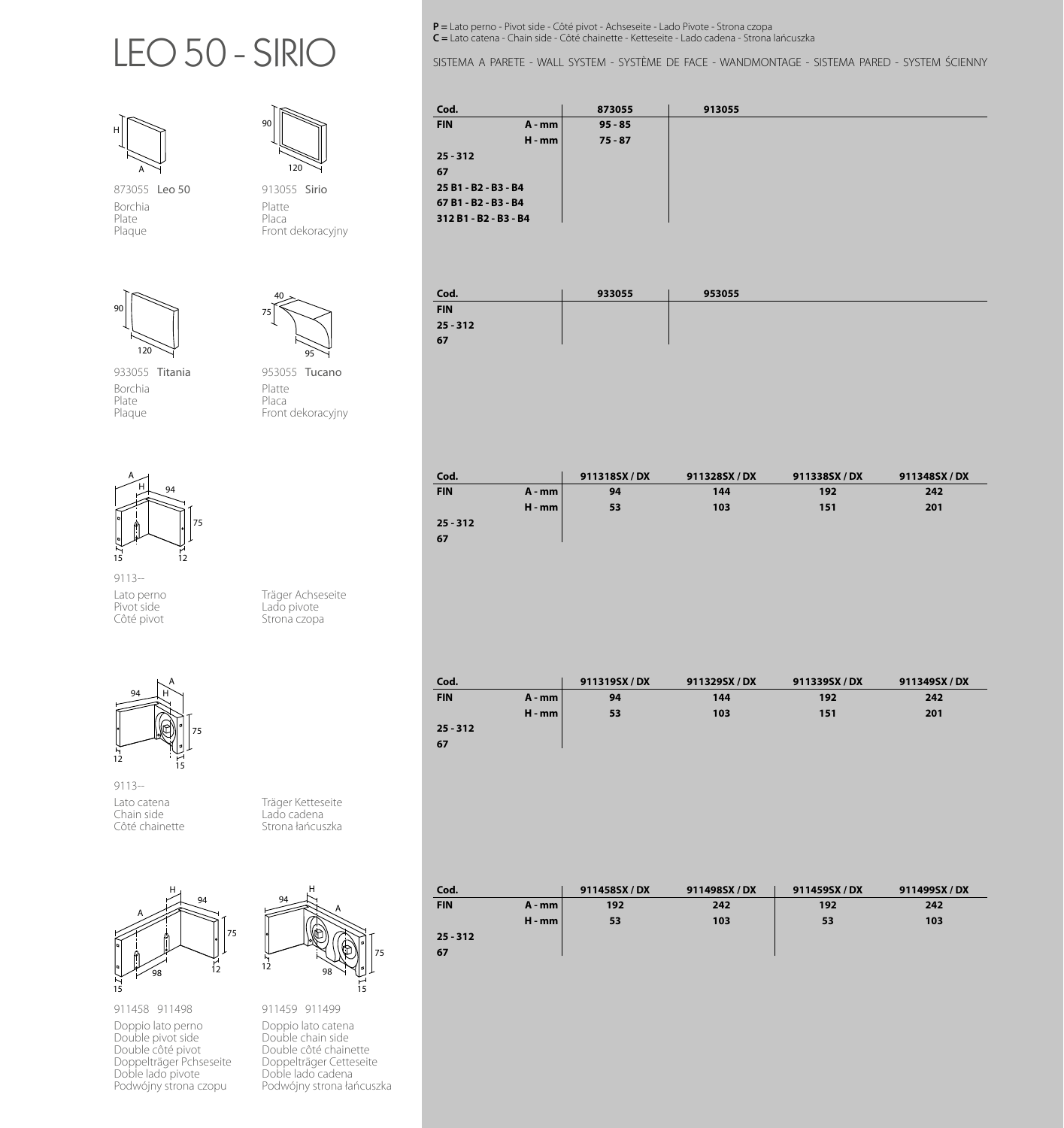# LEO 50 - SIRIO

**P =** Lato perno - Pivot side - Côté pivot - Achseseite - Lado Pivote - Strona czopa
**C =** Lato catena - Chain side - Côté chainette - Ketteseite - Lado cadena - Strona łańcuszka

SISTEMA A PARETE - WALL SYSTEM - SYSTÈME DE FACE - WANDMONTAGE - SISTEMA PARED - SYSTEM ŚCIENNY

873055 Leo 50
Borchia
Plate
Plaque

913055 Sirio
Platte
Placa
Front dekoracyjny

| Cod. | | 873055 | 913055 |
|---|---|---|---|
| FIN | A - mm | 95 - 85 | |
| | H - mm | 75 - 87 | |
| 25 - 312 | | | |
| 67 | | | |
| 25 B1 - B2 - B3 - B4 | | | |
| 67 B1 - B2 - B3 - B4 | | | |
| 312 B1 - B2 - B3 - B4 | | | |

933055 Titania
Borchia
Plate
Plaque

953055 Tucano
Platte
Placa
Front dekoracyjny

| Cod. | 933055 | 953055 |
|---|---|---|
| FIN | | |
| 25 - 312 | | |
| 67 | | |

9113--
Lato perno
Pivot side
Côté pivot
Träger Achseseite
Lado pivote
Strona czopa

| Cod. | | 911318SX / DX | 911328SX / DX | 911338SX / DX | 911348SX / DX |
|---|---|---|---|---|---|
| FIN | A - mm | 94 | 144 | 192 | 242 |
| | H - mm | 53 | 103 | 151 | 201 |
| 25 - 312 | | | | | |
| 67 | | | | | |

9113--
Lato catena
Chain side
Côté chainette
Träger Ketteseite
Lado cadena
Strona łańcuszka

| Cod. | | 911319SX / DX | 911329SX / DX | 911339SX / DX | 911349SX / DX |
|---|---|---|---|---|---|
| FIN | A - mm | 94 | 144 | 192 | 242 |
| | H - mm | 53 | 103 | 151 | 201 |
| 25 - 312 | | | | | |
| 67 | | | | | |

911458 911498
Doppio lato perno
Double pivot side
Double côté pivot
Doppelträger Pchseseite
Doble lado pivote
Podwójny strona czopu

911459 911499
Doppio lato catena
Double chain side
Double côté chainette
Doppelträger Cetteseite
Doble lado cadena
Podwójny strona łańcuszka

| Cod. | | 911458SX / DX | 911498SX / DX | 911459SX / DX | 911499SX / DX |
|---|---|---|---|---|---|
| FIN | A - mm | 192 | 242 | 192 | 242 |
| | H - mm | 53 | 103 | 53 | 103 |
| 25 - 312 | | | | | |
| 67 | | | | | |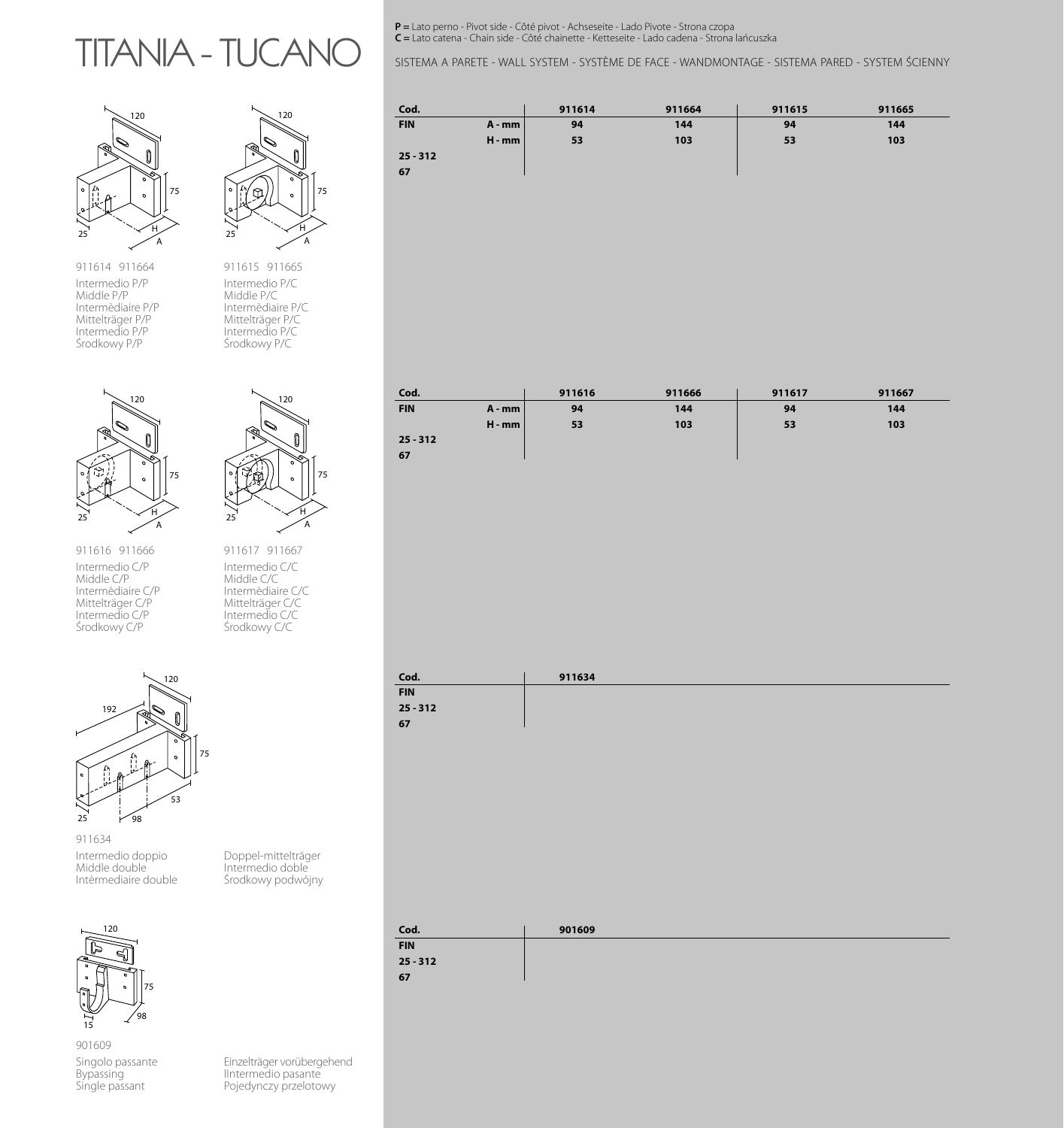# TITANIA - TUCANO

**P =** Lato perno - Pivot side - Côté pivot - Achseseite - Lado Pivote - Strona czopa
**C =** Lato catena - Chain side - Côté chainette - Ketteseite - Lado cadena - Strona łańcuszka

SISTEMA A PARETE - WALL SYSTEM - SYSTÈME DE FACE - WANDMONTAGE - SISTEMA PARED - SYSTEM ŚCIENNY

911614 911664
Intermedio P/P
Middle P/P
Intermèdiaire P/P
Mittelträger P/P
Intermedio P/P
Środkowy P/P

911615 911665
Intermedio P/C
Middle P/C
Intermèdiaire P/C
Mittelträger P/C
Intermedio P/C
Środkowy P/C

| Cod. | | 911614 | 911664 | 911615 | 911665 |
|---|---|---|---|---|---|
| FIN | A - mm | 94 | 144 | 94 | 144 |
| | H - mm | 53 | 103 | 53 | 103 |
| 25 - 312 | | | | | |
| 67 | | | | | |

911616 911666
Intermedio C/P
Middle C/P
Intermèdiaire C/P
Mittelträger C/P
Intermedio C/P
Środkowy C/P

911617 911667
Intermedio C/C
Middle C/C
Intermèdiaire C/C
Mittelträger C/C
Intermedio C/C
Środkowy C/C

| Cod. | | 911616 | 911666 | 911617 | 911667 |
|---|---|---|---|---|---|
| FIN | A - mm | 94 | 144 | 94 | 144 |
| | H - mm | 53 | 103 | 53 | 103 |
| 25 - 312 | | | | | |
| 67 | | | | | |

911634
Intermedio doppio
Middle double
Intèrmediaire double
Doppel-mittelträger
Intermedio doble
Środkowy podwójny

| Cod. | 911634 |
|---|---|
| FIN | |
| 25 - 312 | |
| 67 | |

901609
Singolo passante
Bypassing
Single passant
Einzelträger vorübergehend
Ilntermedio pasante
Pojedynczy przelotowy

| Cod. | 901609 |
|---|---|
| FIN | |
| 25 - 312 | |
| 67 | |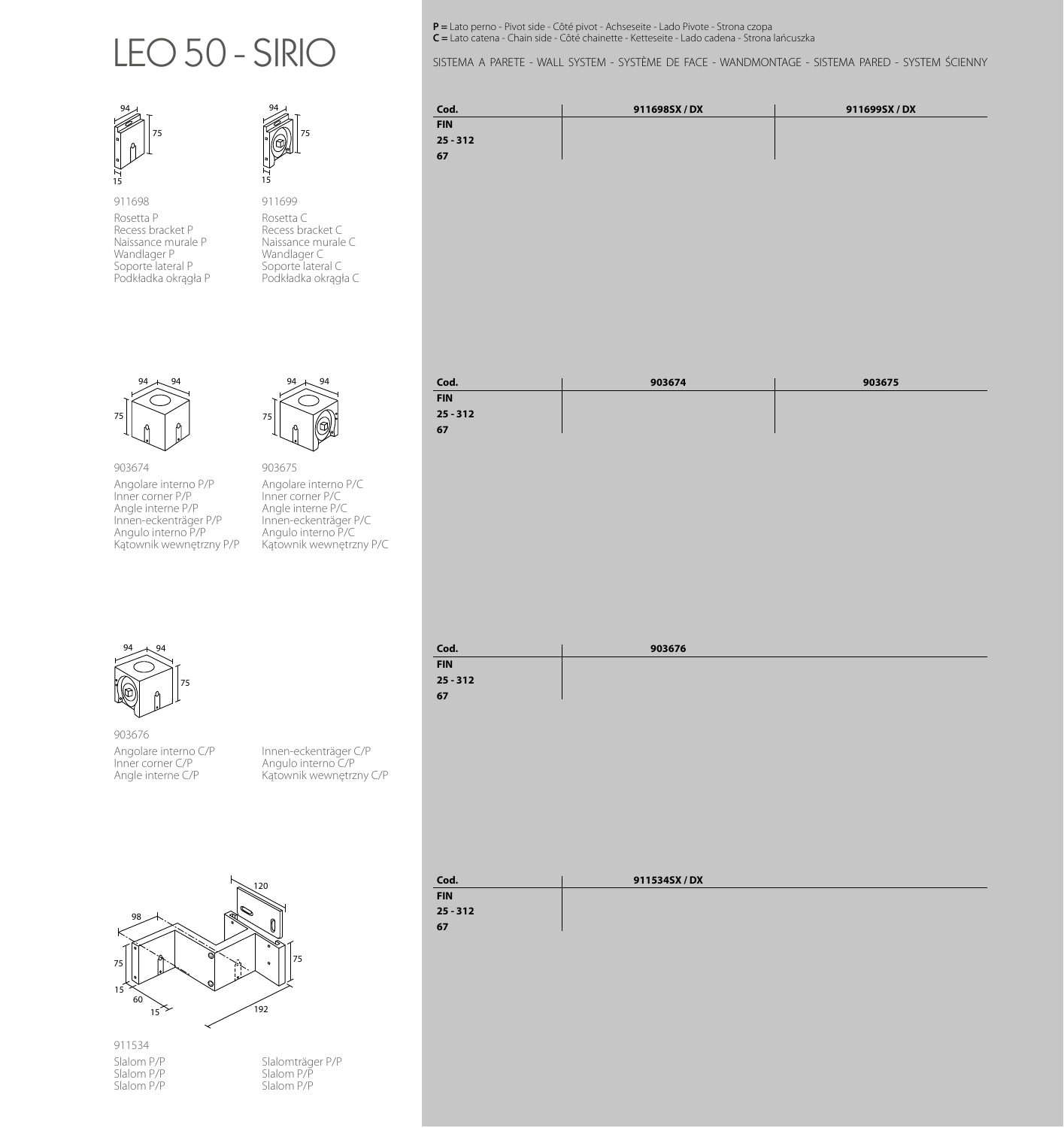# LEO 50 - SIRIO

**P =** Lato perno - Pivot side - Côté pivot - Achseseite - Lado Pivote - Strona czopa
**C =** Lato catena - Chain side - Côté chainette - Ketteseite - Lado cadena - Strona łańcuszka

SISTEMA A PARETE - WALL SYSTEM - SYSTÈME DE FACE - WANDMONTAGE - SISTEMA PARED - SYSTEM ŚCIENNY

911698
Rosetta P
Recess bracket P
Naissance murale P
Wandlager P
Soporte lateral P
Podkładka okrągła P

911699
Rosetta C
Recess bracket C
Naissance murale C
Wandlager C
Soporte lateral C
Podkładka okrągła C

| Cod. | 911698SX / DX | 911699SX / DX |
|---|---|---|
| FIN | | |
| 25 - 312 | | |
| 67 | | |

903674
Angolare interno P/P
Inner corner P/P
Angle interne P/P
Innen-eckenträger P/P
Angulo interno P/P
Kątownik wewnętrzny P/P

903675
Angolare interno P/C
Inner corner P/C
Angle interne P/C
Innen-eckenträger P/C
Angulo interno P/C
Kątownik wewnętrzny P/C

| Cod. | 903674 | 903675 |
|---|---|---|
| FIN | | |
| 25 - 312 | | |
| 67 | | |

903676
Angolare interno C/P
Inner corner C/P
Angle interne C/P
Innen-eckenträger C/P
Angulo interno C/P
Kątownik wewnętrzny C/P

| Cod. | 903676 |
|---|---|
| FIN | |
| 25 - 312 | |
| 67 | |

911534
Slalom P/P
Slalom P/P
Slalom P/P
Slalomträger P/P
Slalom P/P
Slalom P/P

| Cod. | 911534SX / DX |
|---|---|
| FIN | |
| 25 - 312 | |
| 67 | |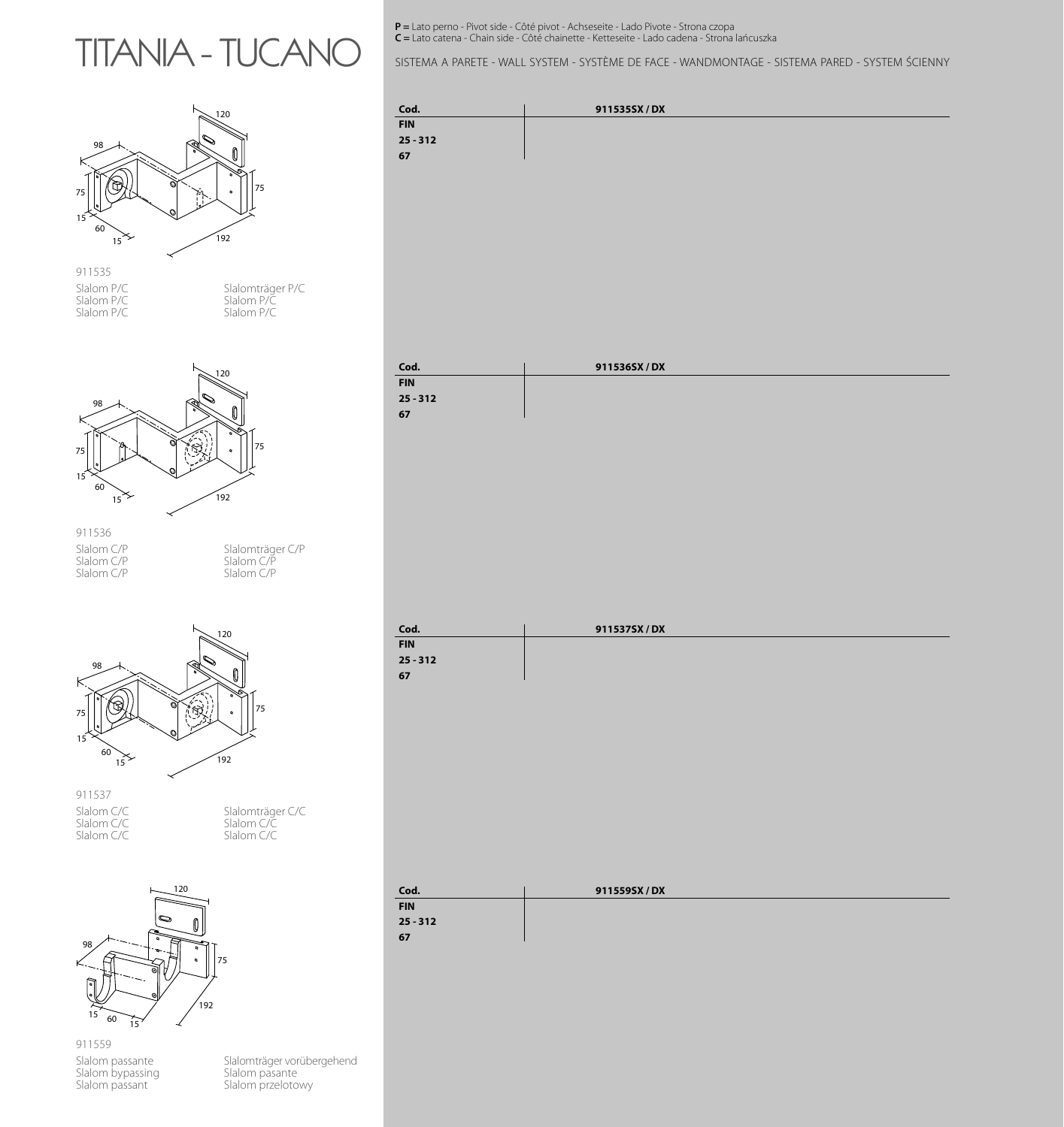# TITANIA - TUCANO

**P =** Lato perno - Pivot side - Côté pivot - Achseseite - Lado Pivote - Strona czopa
**C =** Lato catena - Chain side - Côté chainette - Ketteseite - Lado cadena - Strona łańcuszka

SISTEMA A PARETE - WALL SYSTEM - SYSTÈME DE FACE - WANDMONTAGE - SISTEMA PARED - SYSTEM ŚCIENNY

911535

Slalom P/C
Slalom P/C
Slalom P/C

Slalomträger P/C
Slalom P/C
Slalom P/C

| Cod. | 911535SX / DX |
|---|---|
| FIN | |
| 25 - 312 | |
| 67 | |

911536

Slalom C/P
Slalom C/P
Slalom C/P

Slalomträger C/P
Slalom C/P
Slalom C/P

| Cod. | 911536SX / DX |
|---|---|
| FIN | |
| 25 - 312 | |
| 67 | |

911537

Slalom C/C
Slalom C/C
Slalom C/C

Slalomträger C/C
Slalom C/C
Slalom C/C

| Cod. | 911537SX / DX |
|---|---|
| FIN | |
| 25 - 312 | |
| 67 | |

911559

Slalom passante
Slalom bypassing
Slalom passant

Slalomträger vorübergehend
Slalom pasante
Slalom przelotowy

| Cod. | 911559SX / DX |
|---|---|
| FIN | |
| 25 - 312 | |
| 67 | |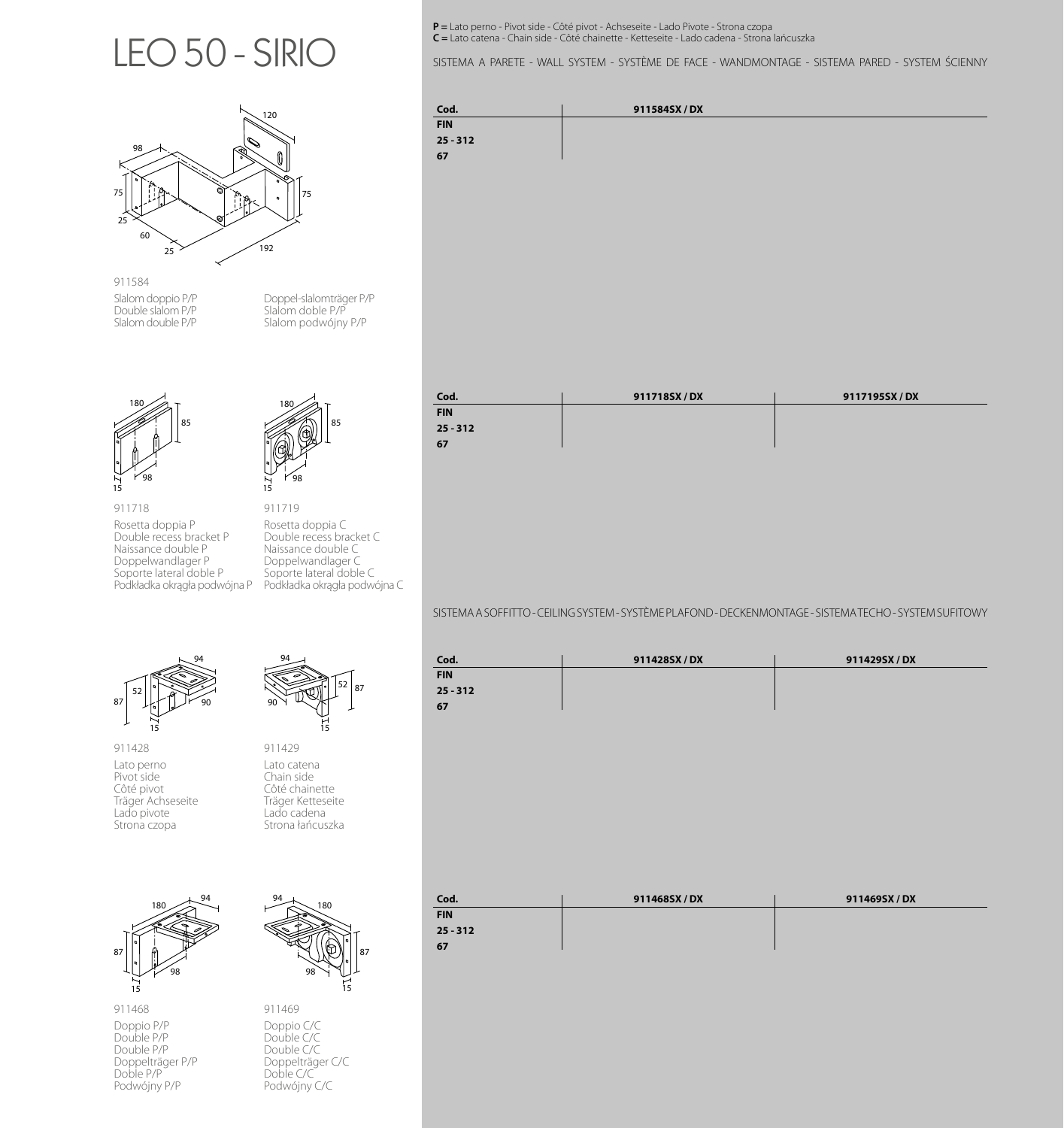# LEO 50 - SIRIO

**P =** Lato perno - Pivot side - Côté pivot - Achseseite - Lado Pivote - Strona czopa
**C =** Lato catena - Chain side - Côté chainette - Ketteseite - Lado cadena - Strona łańcuszka

SISTEMA A PARETE - WALL SYSTEM - SYSTÈME DE FACE - WANDMONTAGE - SISTEMA PARED - SYSTEM ŚCIENNY

911584

Slalom doppio P/P
Double slalom P/P
Slalom double P/P
Doppel-slalomträger P/P
Slalom doble P/P
Slalom podwójny P/P

| Cod. | 911584SX / DX |
|---|---|
| FIN | |
| 25 - 312 | |
| 67 | |

911718

Rosetta doppia P
Double recess bracket P
Naissance double P
Doppelwandlager P
Soporte lateral doble P
Podkładka okrągła podwójna P

911719

Rosetta doppia C
Double recess bracket C
Naissance double C
Doppelwandlager C
Soporte lateral doble C
Podkładka okrągła podwójna C

| Cod. | 911718SX / DX | 9117195SX / DX |
|---|---|---|
| FIN | | |
| 25 - 312 | | |
| 67 | | |

SISTEMA A SOFFITTO - CEILING SYSTEM - SYSTÈME PLAFOND - DECKENMONTAGE - SISTEMA TECHO - SYSTEM SUFITOWY

911428

Lato perno
Pivot side
Côté pivot
Träger Achseseite
Lado pivote
Strona czopa

911429

Lato catena
Chain side
Côté chainette
Träger Ketteseite
Lado cadena
Strona łańcuszka

| Cod. | 911428SX / DX | 911429SX / DX |
|---|---|---|
| FIN | | |
| 25 - 312 | | |
| 67 | | |

911468

Doppio P/P
Double P/P
Double P/P
Doppelträger P/P
Doble P/P
Podwójny P/P

911469

Doppio C/C
Double C/C
Double C/C
Doppelträger C/C
Doble C/C
Podwójny C/C

| Cod. | 911468SX / DX | 911469SX / DX |
|---|---|---|
| FIN | | |
| 25 - 312 | | |
| 67 | | |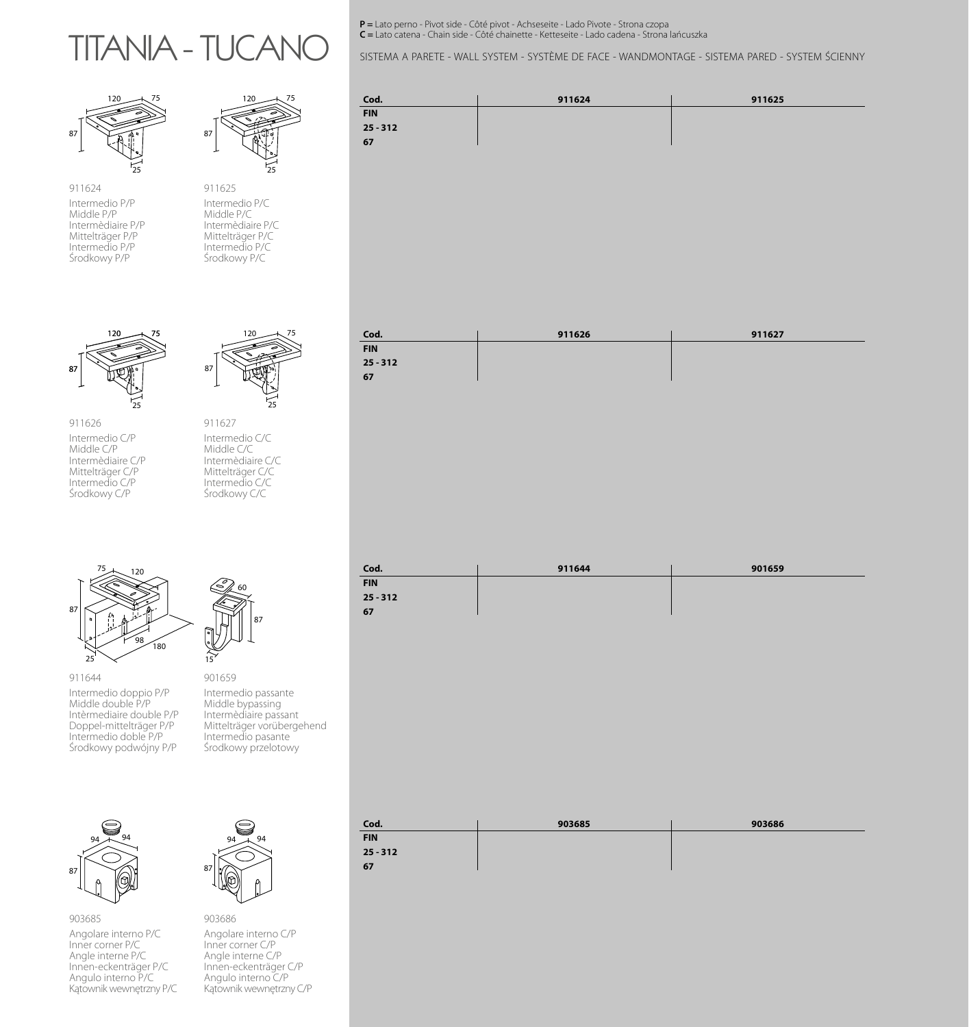# TITANIA - TUCANO

**P =** Lato perno - Pivot side - Côté pivot - Achseseite - Lado Pivote - Strona czopa
**C =** Lato catena - Chain side - Côté chainette - Ketteseite - Lado cadena - Strona łańcuszka

SISTEMA A PARETE - WALL SYSTEM - SYSTÈME DE FACE - WANDMONTAGE - SISTEMA PARED - SYSTEM ŚCIENNY

911624
Intermedio P/P
Middle P/P
Intermèdiaire P/P
Mittelträger P/P
Intermedio P/P
Środkowy P/P

911625
Intermedio P/C
Middle P/C
Intermèdiaire P/C
Mittelträger P/C
Intermedio P/C
Środkowy P/C

| Cod. | 911624 | 911625 |
|---|---|---|
| FIN | | |
| 25 - 312 | | |
| 67 | | |

911626
Intermedio C/P
Middle C/P
Intermèdiaire C/P
Mittelträger C/P
Intermedio C/P
Środkowy C/P

911627
Intermedio C/C
Middle C/C
Intermèdiaire C/C
Mittelträger C/C
Intermedio C/C
Środkowy C/C

| Cod. | 911626 | 911627 |
|---|---|---|
| FIN | | |
| 25 - 312 | | |
| 67 | | |

911644
Intermedio doppio P/P
Middle double P/P
Intèrmediaire double P/P
Doppel-mittelträger P/P
Intermedio doble P/P
Środkowy podwójny P/P

901659
Intermedio passante
Middle bypassing
Intermèdiaire passant
Mittelträger vorübergehend
Intermedio pasante
Środkowy przelotowy

| Cod. | 911644 | 901659 |
|---|---|---|
| FIN | | |
| 25 - 312 | | |
| 67 | | |

903685
Angolare interno P/C
Inner corner P/C
Angle interne P/C
Innen-eckenträger P/C
Angulo interno P/C
Kątownik wewnętrzny P/C

903686
Angolare interno C/P
Inner corner C/P
Angle interne C/P
Innen-eckenträger C/P
Angulo interno C/P
Kątownik wewnętrzny C/P

| Cod. | 903685 | 903686 |
|---|---|---|
| FIN | | |
| 25 - 312 | | |
| 67 | | |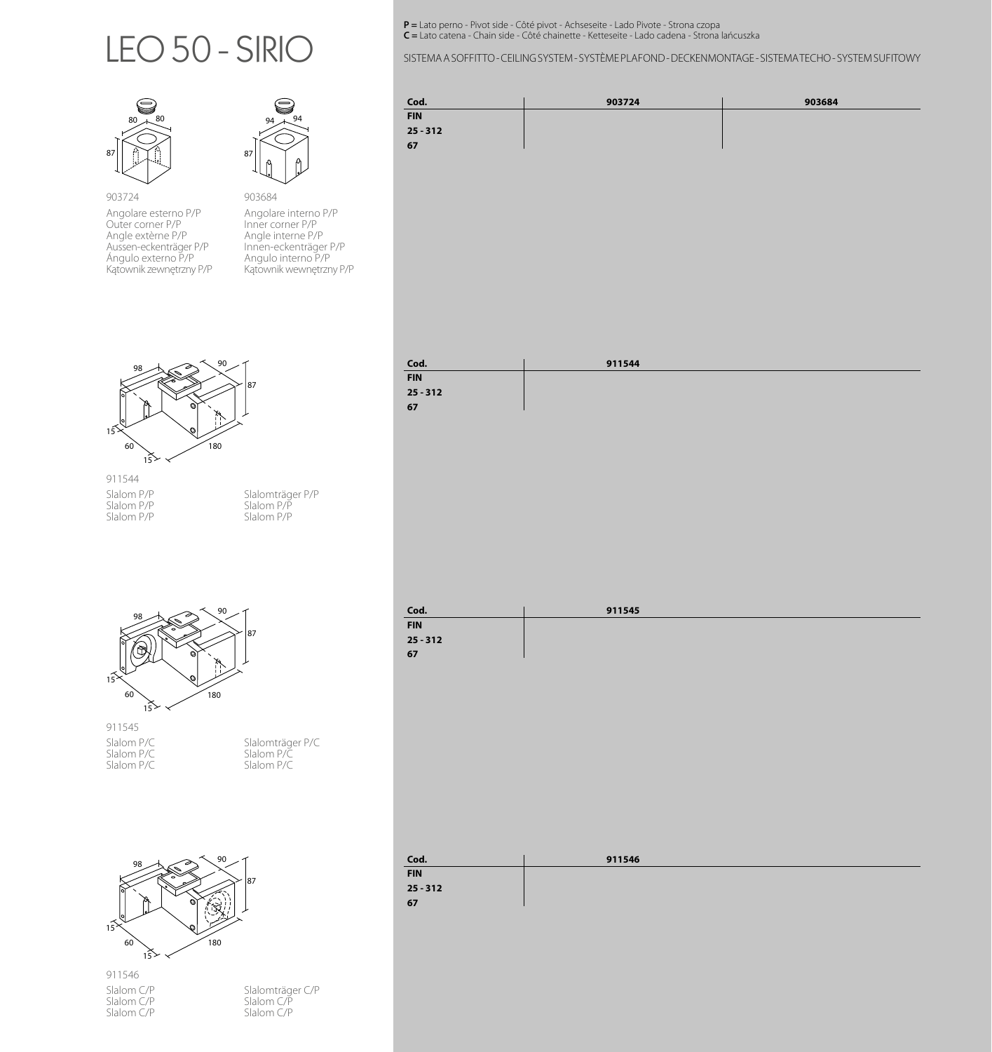# LEO 50 - SIRIO

**P =** Lato perno - Pivot side - Côté pivot - Achseseite - Lado Pivote - Strona czopa
**C =** Lato catena - Chain side - Côté chainette - Ketteseite - Lado cadena - Strona łańcuszka

SISTEMA A SOFFITTO - CEILING SYSTEM - SYSTÈME PLAFOND - DECKENMONTAGE - SISTEMA TECHO - SYSTEM SUFITOWY

903724

Angolare esterno P/P
Outer corner P/P
Angle extèrne P/P
Aussen-eckenträger P/P
Ángulo externo P/P
Kątownik zewnętrzny P/P

903684

Angolare interno P/P
Inner corner P/P
Angle interne P/P
Innen-eckenträger P/P
Angulo interno P/P
Kątownik wewnętrzny P/P

| Cod. | 903724 | 903684 |
|---|---|---|
| FIN | | |
| 25 - 312 | | |
| 67 | | |

911544

Slalom P/P
Slalom P/P
Slalom P/P
Slalomträger P/P
Slalom P/P
Slalom P/P

| Cod. | 911544 |
|---|---|
| FIN | |
| 25 - 312 | |
| 67 | |

911545

Slalom P/C
Slalom P/C
Slalom P/C
Slalomträger P/C
Slalom P/C
Slalom P/C

| Cod. | 911545 |
|---|---|
| FIN | |
| 25 - 312 | |
| 67 | |

911546

Slalom C/P
Slalom C/P
Slalom C/P
Slalomträger C/P
Slalom C/P
Slalom C/P

| Cod. | 911546 |
|---|---|
| FIN | |
| 25 - 312 | |
| 67 | |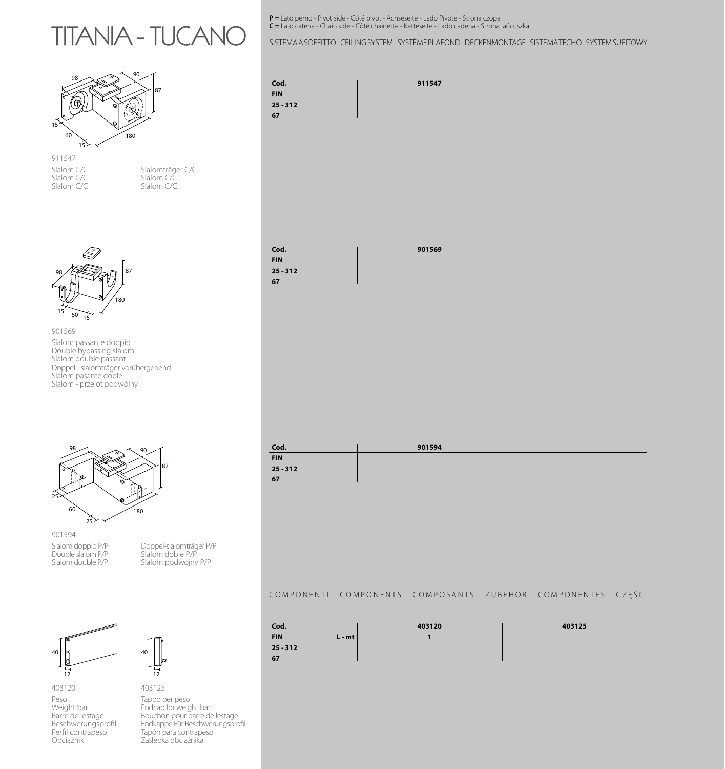# TITANIA - TUCANO

**P =** Lato perno - Pivot side - Côté pivot - Achseseite - Lado Pivote - Strona czopa
**C =** Lato catena - Chain side - Côté chainette - Ketteseite - Lado cadena - Strona łańcuszka

SISTEMA A SOFFITTO - CEILING SYSTEM - SYSTÈME PLAFOND - DECKENMONTAGE - SISTEMA TECHO - SYSTEM SUFITOWY

98
90
87
15
60
15
180

911547

Slalom C/C
Slalom C/C
Slalom C/C
Slalomträger C/C
Slalom C/C
Slalom C/C

| **Cod.** | **911547** |
|---|---|
| **FIN** | |
| **25 - 312** | |
| **67** | |

98
87
180
15
60
15

901569

Slalom passante doppio
Double bypassing slalom
Slalom double passant
Doppel - slalomträger vorübergehend
Slalom pasante doble
Slalom - przelot podwójny

| **Cod.** | **901569** |
|---|---|
| **FIN** | |
| **25 - 312** | |
| **67** | |

98
90
87
25
60
25
180

901594

Slalom doppio P/P
Double slalom P/P
Slalom double P/P
Doppel-slalomträger P/P
Slalom doble P/P
Slalom podwójny P/P

| **Cod.** | **901594** |
|---|---|
| **FIN** | |
| **25 - 312** | |
| **67** | |

COMPONENTI - COMPONENTS - COMPOSANTS - ZUBEHÖR - COMPONENTES - CZĘŚCI

40
12

403120

Peso
Weight bar
Barre de lestage
Beschwerungsprofil
Perfil contrapeso
Obciążnik

40
12

403125

Tappo per peso
Endcap for weight bar
Bouchon pour barre de lestage
Endkappe Für Beschwerungsprofil
Tapón para contrapeso
Zaślepka obciążnika

| **Cod.** | | **403120** | **403125** |
|---|---|---|---|
| **FIN** | **L - mt** | **1** | |
| **25 - 312** | | | |
| **67** | | | |